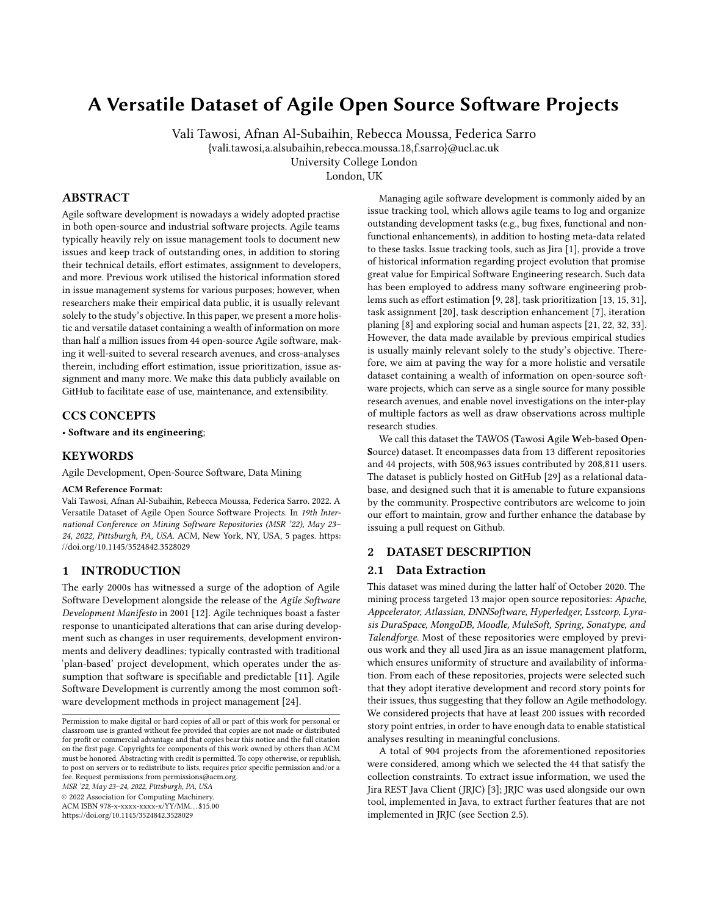# A Versatile Dataset of Agile Open Source Software Projects

Vali Tawosi, Afnan Al-Subaihin, Rebecca Moussa, Federica Sarro

{vali.tawosi,a.alsubaihin,rebecca.moussa.18,f.sarro}@ucl.ac.uk

University College London

London, UK

## ABSTRACT

Agile software development is nowadays a widely adopted practise in both open-source and industrial software projects. Agile teams typically heavily rely on issue management tools to document new issues and keep track of outstanding ones, in addition to storing their technical details, effort estimates, assignment to developers, and more. Previous work utilised the historical information stored in issue management systems for various purposes; however, when researchers make their empirical data public, it is usually relevant solely to the study's objective. In this paper, we present a more holistic and versatile dataset containing a wealth of information on more than half a million issues from 44 open-source Agile software, making it well-suited to several research avenues, and cross-analyses therein, including effort estimation, issue prioritization, issue assignment and many more. We make this data publicly available on GitHub to facilitate ease of use, maintenance, and extensibility.

## CCS CONCEPTS

• **Software and its engineering**;

## KEYWORDS

Agile Development, Open-Source Software, Data Mining

**ACM Reference Format:**

Vali Tawosi, Afnan Al-Subaihin, Rebecca Moussa, Federica Sarro. 2022. A Versatile Dataset of Agile Open Source Software Projects. In *19th International Conference on Mining Software Repositories (MSR '22), May 23–24, 2022, Pittsburgh, PA, USA.* ACM, New York, NY, USA, 5 pages. https://doi.org/10.1145/3524842.3528029

## 1 INTRODUCTION

The early 2000s has witnessed a surge of the adoption of Agile Software Development alongside the release of the *Agile Software Development Manifesto* in 2001 [12]. Agile techniques boast a faster response to unanticipated alterations that can arise during development such as changes in user requirements, development environments and delivery deadlines; typically contrasted with traditional 'plan-based' project development, which operates under the assumption that software is specifiable and predictable [11]. Agile Software Development is currently among the most common software development methods in project management [24].

Permission to make digital or hard copies of all or part of this work for personal or classroom use is granted without fee provided that copies are not made or distributed for profit or commercial advantage and that copies bear this notice and the full citation on the first page. Copyrights for components of this work owned by others than ACM must be honored. Abstracting with credit is permitted. To copy otherwise, or republish, to post on servers or to redistribute to lists, requires prior specific permission and/or a fee. Request permissions from permissions@acm.org.

*MSR '22, May 23–24, 2022, Pittsburgh, PA, USA*

© 2022 Association for Computing Machinery.

ACM ISBN 978-x-xxxx-xxxx-x/YY/MM…$15.00

https://doi.org/10.1145/3524842.3528029

Managing agile software development is commonly aided by an issue tracking tool, which allows agile teams to log and organize outstanding development tasks (e.g., bug fixes, functional and non-functional enhancements), in addition to hosting meta-data related to these tasks. Issue tracking tools, such as Jira [1], provide a trove of historical information regarding project evolution that promise great value for Empirical Software Engineering research. Such data has been employed to address many software engineering problems such as effort estimation [9, 28], task prioritization [13, 15, 31], task assignment [20], task description enhancement [7], iteration planing [8] and exploring social and human aspects [21, 22, 32, 33]. However, the data made available by previous empirical studies is usually mainly relevant solely to the study's objective. Therefore, we aim at paving the way for a more holistic and versatile dataset containing a wealth of information on open-source software projects, which can serve as a single source for many possible research avenues, and enable novel investigations on the inter-play of multiple factors as well as draw observations across multiple research studies.

We call this dataset the TAWOS (**T**awosi **A**gile **W**eb-based **O**pen-**S**ource) dataset. It encompasses data from 13 different repositories and 44 projects, with 508,963 issues contributed by 208,811 users. The dataset is publicly hosted on GitHub [29] as a relational database, and designed such that it is amenable to future expansions by the community. Prospective contributors are welcome to join our effort to maintain, grow and further enhance the database by issuing a pull request on Github.

## 2 DATASET DESCRIPTION

### 2.1 Data Extraction

This dataset was mined during the latter half of October 2020. The mining process targeted 13 major open source repositories: *Apache, Appcelerator, Atlassian, DNNSoftware, Hyperledger, Lsstcorp, Lyrasis DuraSpace, MongoDB, Moodle, MuleSoft, Spring, Sonatype, and Talendforge.* Most of these repositories were employed by previous work and they all used Jira as an issue management platform, which ensures uniformity of structure and availability of information. From each of these repositories, projects were selected such that they adopt iterative development and record story points for their issues, thus suggesting that they follow an Agile methodology. We considered projects that have at least 200 issues with recorded story point entries, in order to have enough data to enable statistical analyses resulting in meaningful conclusions.

A total of 904 projects from the aforementioned repositories were considered, among which we selected the 44 that satisfy the collection constraints. To extract issue information, we used the Jira REST Java Client (JRJC) [3]; JRJC was used alongside our own tool, implemented in Java, to extract further features that are not implemented in JRJC (see Section 2.5).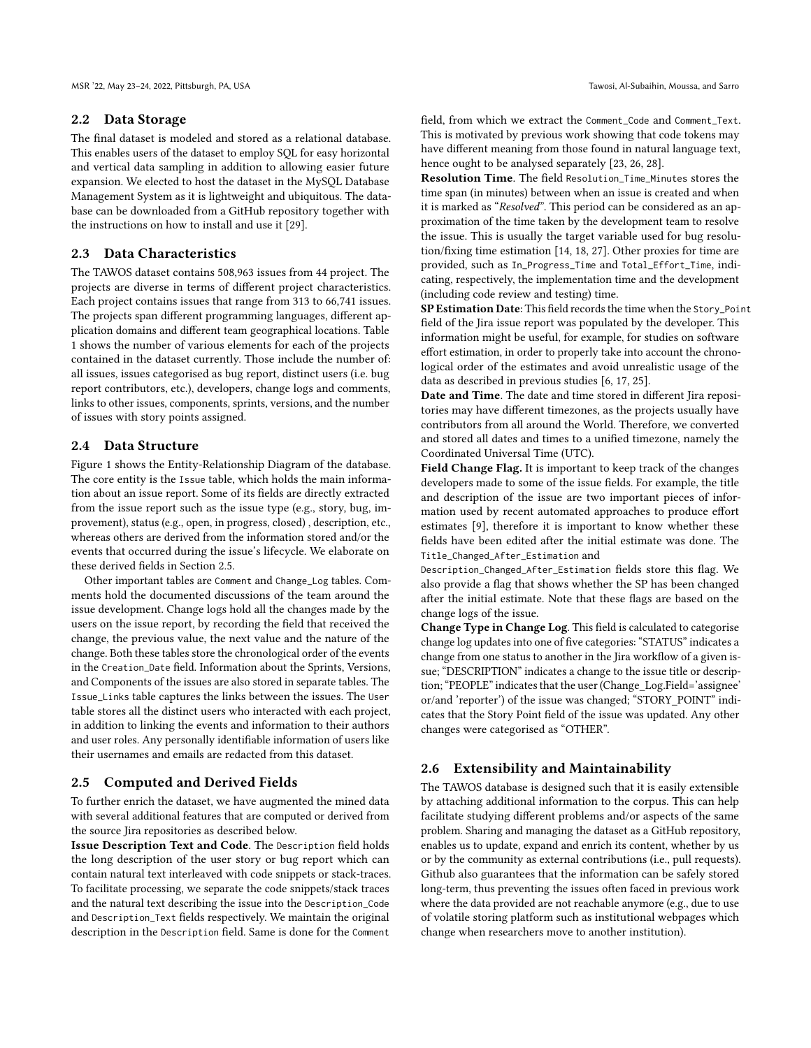## 2.2 Data Storage

The final dataset is modeled and stored as a relational database. This enables users of the dataset to employ SQL for easy horizontal and vertical data sampling in addition to allowing easier future expansion. We elected to host the dataset in the MySQL Database Management System as it is lightweight and ubiquitous. The database can be downloaded from a GitHub repository together with the instructions on how to install and use it [29].

## 2.3 Data Characteristics

The TAWOS dataset contains 508,963 issues from 44 project. The projects are diverse in terms of different project characteristics. Each project contains issues that range from 313 to 66,741 issues. The projects span different programming languages, different application domains and different team geographical locations. Table 1 shows the number of various elements for each of the projects contained in the dataset currently. Those include the number of: all issues, issues categorised as bug report, distinct users (i.e. bug report contributors, etc.), developers, change logs and comments, links to other issues, components, sprints, versions, and the number of issues with story points assigned.

## 2.4 Data Structure

Figure 1 shows the Entity-Relationship Diagram of the database. The core entity is the `Issue` table, which holds the main information about an issue report. Some of its fields are directly extracted from the issue report such as the issue type (e.g., story, bug, improvement), status (e.g., open, in progress, closed) , description, etc., whereas others are derived from the information stored and/or the events that occurred during the issue's lifecycle. We elaborate on these derived fields in Section 2.5.

Other important tables are `Comment` and `Change_Log` tables. Comments hold the documented discussions of the team around the issue development. Change logs hold all the changes made by the users on the issue report, by recording the field that received the change, the previous value, the next value and the nature of the change. Both these tables store the chronological order of the events in the `Creation_Date` field. Information about the Sprints, Versions, and Components of the issues are also stored in separate tables. The `Issue_Links` table captures the links between the issues. The `User` table stores all the distinct users who interacted with each project, in addition to linking the events and information to their authors and user roles. Any personally identifiable information of users like their usernames and emails are redacted from this dataset.

## 2.5 Computed and Derived Fields

To further enrich the dataset, we have augmented the mined data with several additional features that are computed or derived from the source Jira repositories as described below.

**Issue Description Text and Code**. The `Description` field holds the long description of the user story or bug report which can contain natural text interleaved with code snippets or stack-traces. To facilitate processing, we separate the code snippets/stack traces and the natural text describing the issue into the `Description_Code` and `Description_Text` fields respectively. We maintain the original description in the `Description` field. Same is done for the `Comment` field, from which we extract the `Comment_Code` and `Comment_Text`. This is motivated by previous work showing that code tokens may have different meaning from those found in natural language text, hence ought to be analysed separately [23, 26, 28].

**Resolution Time**. The field `Resolution_Time_Minutes` stores the time span (in minutes) between when an issue is created and when it is marked as "*Resolved*". This period can be considered as an approximation of the time taken by the development team to resolve the issue. This is usually the target variable used for bug resolution/fixing time estimation [14, 18, 27]. Other proxies for time are provided, such as `In_Progress_Time` and `Total_Effort_Time`, indicating, respectively, the implementation time and the development (including code review and testing) time.

**SP Estimation Date**: This field records the time when the `Story_Point` field of the Jira issue report was populated by the developer. This information might be useful, for example, for studies on software effort estimation, in order to properly take into account the chronological order of the estimates and avoid unrealistic usage of the data as described in previous studies [6, 17, 25].

**Date and Time**. The date and time stored in different Jira repositories may have different timezones, as the projects usually have contributors from all around the World. Therefore, we converted and stored all dates and times to a unified timezone, namely the Coordinated Universal Time (UTC).

**Field Change Flag.** It is important to keep track of the changes developers made to some of the issue fields. For example, the title and description of the issue are two important pieces of information used by recent automated approaches to produce effort estimates [9], therefore it is important to know whether these fields have been edited after the initial estimate was done. The `Title_Changed_After_Estimation` and `Description_Changed_After_Estimation` fields store this flag. We also provide a flag that shows whether the SP has been changed after the initial estimate. Note that these flags are based on the change logs of the issue.

**Change Type in Change Log**. This field is calculated to categorise change log updates into one of five categories: "STATUS" indicates a change from one status to another in the Jira workflow of a given issue; "DESCRIPTION" indicates a change to the issue title or description; "PEOPLE" indicates that the user (Change_Log.Field='assignee' or/and 'reporter') of the issue was changed; "STORY_POINT" indicates that the Story Point field of the issue was updated. Any other changes were categorised as "OTHER".

## 2.6 Extensibility and Maintainability

The TAWOS database is designed such that it is easily extensible by attaching additional information to the corpus. This can help facilitate studying different problems and/or aspects of the same problem. Sharing and managing the dataset as a GitHub repository, enables us to update, expand and enrich its content, whether by us or by the community as external contributions (i.e., pull requests). Github also guarantees that the information can be safely stored long-term, thus preventing the issues often faced in previous work where the data provided are not reachable anymore (e.g., due to use of volatile storing platform such as institutional webpages which change when researchers move to another institution).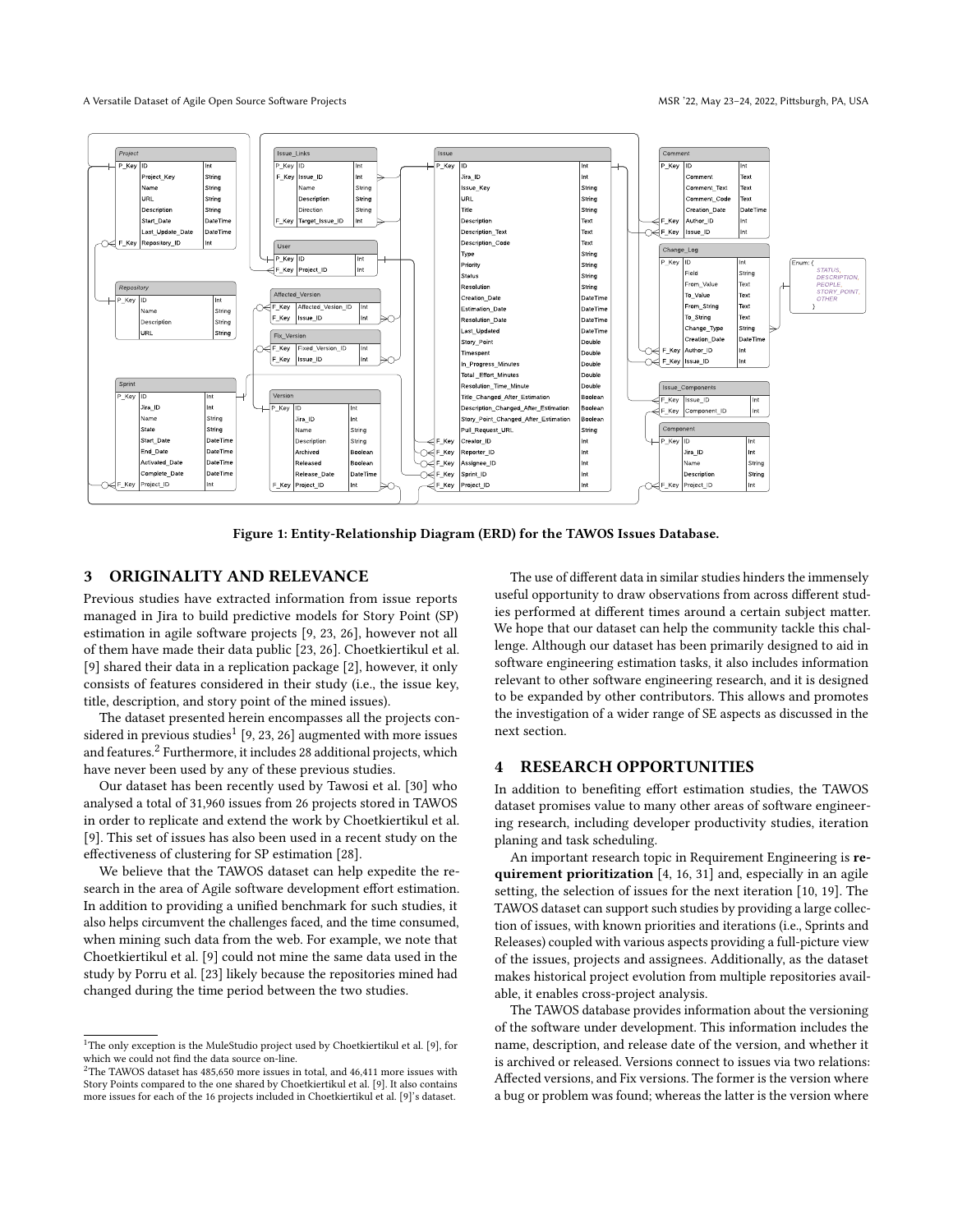Figure 1: Entity-Relationship Diagram (ERD) for the TAWOS Issues Database.

## 3 ORIGINALITY AND RELEVANCE

Previous studies have extracted information from issue reports managed in Jira to build predictive models for Story Point (SP) estimation in agile software projects [9, 23, 26], however not all of them have made their data public [23, 26]. Choetkiertikul et al. [9] shared their data in a replication package [2], however, it only consists of features considered in their study (i.e., the issue key, title, description, and story point of the mined issues).

The dataset presented herein encompasses all the projects considered in previous studies[1] [9, 23, 26] augmented with more issues and features.[2] Furthermore, it includes 28 additional projects, which have never been used by any of these previous studies.

Our dataset has been recently used by Tawosi et al. [30] who analysed a total of 31,960 issues from 26 projects stored in TAWOS in order to replicate and extend the work by Choetkiertikul et al. [9]. This set of issues has also been used in a recent study on the effectiveness of clustering for SP estimation [28].

We believe that the TAWOS dataset can help expedite the research in the area of Agile software development effort estimation. In addition to providing a unified benchmark for such studies, it also helps circumvent the challenges faced, and the time consumed, when mining such data from the web. For example, we note that Choetkiertikul et al. [9] could not mine the same data used in the study by Porru et al. [23] likely because the repositories mined had changed during the time period between the two studies.

The use of different data in similar studies hinders the immensely useful opportunity to draw observations from across different studies performed at different times around a certain subject matter. We hope that our dataset can help the community tackle this challenge. Although our dataset has been primarily designed to aid in software engineering estimation tasks, it also includes information relevant to other software engineering research, and it is designed to be expanded by other contributors. This allows and promotes the investigation of a wider range of SE aspects as discussed in the next section.

## 4 RESEARCH OPPORTUNITIES

In addition to benefiting effort estimation studies, the TAWOS dataset promises value to many other areas of software engineering research, including developer productivity studies, iteration planing and task scheduling.

An important research topic in Requirement Engineering is **requirement prioritization** [4, 16, 31] and, especially in an agile setting, the selection of issues for the next iteration [10, 19]. The TAWOS dataset can support such studies by providing a large collection of issues, with known priorities and iterations (i.e., Sprints and Releases) coupled with various aspects providing a full-picture view of the issues, projects and assignees. Additionally, as the dataset makes historical project evolution from multiple repositories available, it enables cross-project analysis.

The TAWOS database provides information about the versioning of the software under development. This information includes the name, description, and release date of the version, and whether it is archived or released. Versions connect to issues via two relations: Affected versions, and Fix versions. The former is the version where a bug or problem was found; whereas the latter is the version where

---

[1] The only exception is the MuleStudio project used by Choetkiertikul et al. [9], for which we could not find the data source on-line.

[2] The TAWOS dataset has 485,650 more issues in total, and 46,411 more issues with Story Points compared to the one shared by Choetkiertikul et al. [9]. It also contains more issues for each of the 16 projects included in Choetkiertikul et al. [9]'s dataset.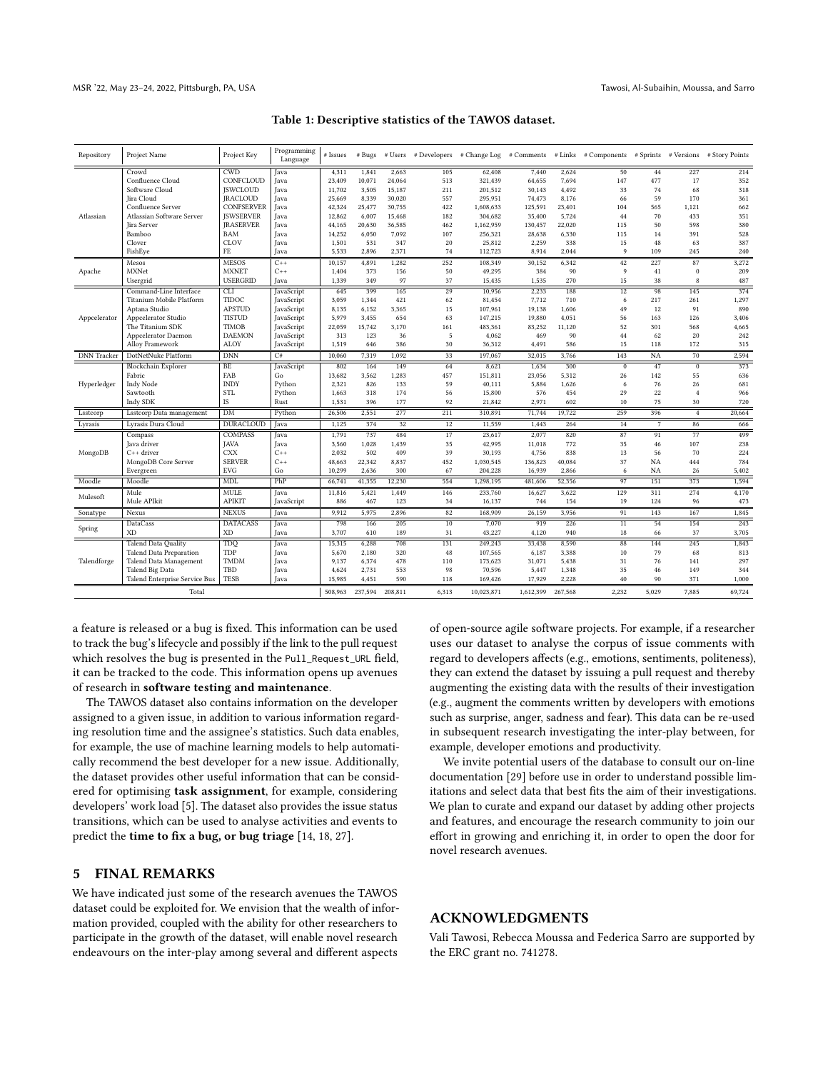**Table 1: Descriptive statistics of the TAWOS dataset.**

| Repository | Project Name | Project Key | Programming Language | # Issues | # Bugs | # Users | # Developers | # Change Log | # Comments | # Links | # Components | # Sprints | # Versions | # Story Points |
|---|---|---|---|---|---|---|---|---|---|---|---|---|---|---|
| Atlassian | Crowd | CWD | Java | 4,311 | 1,841 | 2,663 | 105 | 62,408 | 7,440 | 2,624 | 50 | 44 | 227 | 214 |
| | Confluence Cloud | CONFCLOUD | Java | 23,409 | 10,071 | 24,064 | 513 | 321,439 | 64,655 | 7,694 | 147 | 477 | 17 | 352 |
| | Software Cloud | JSWCLOUD | Java | 11,702 | 3,505 | 15,187 | 211 | 201,512 | 30,143 | 4,492 | 33 | 74 | 68 | 318 |
| | Jira Cloud | JRACLOUD | Java | 25,669 | 8,339 | 30,020 | 557 | 295,951 | 74,473 | 8,176 | 66 | 59 | 170 | 361 |
| | Confluence Server | CONFSERVER | Java | 42,324 | 25,477 | 30,755 | 422 | 1,608,633 | 125,591 | 23,401 | 104 | 565 | 1,121 | 662 |
| | Atlassian Software Server | JSWSERVER | Java | 12,862 | 6,007 | 15,468 | 182 | 304,682 | 35,400 | 5,724 | 44 | 70 | 433 | 351 |
| | Jira Server | JRASERVER | Java | 44,165 | 20,630 | 36,585 | 462 | 1,162,959 | 130,457 | 22,020 | 115 | 50 | 598 | 380 |
| | Bamboo | BAM | Java | 14,252 | 6,050 | 7,092 | 107 | 256,321 | 28,638 | 6,330 | 115 | 14 | 391 | 528 |
| | Clover | CLOV | Java | 1,501 | 531 | 347 | 20 | 25,812 | 2,259 | 338 | 15 | 48 | 63 | 387 |
| | FishEye | FE | Java | 5,533 | 2,896 | 2,371 | 74 | 112,723 | 8,914 | 2,044 | 9 | 109 | 245 | 240 |
| Apache | Mesos | MESOS | C++ | 10,157 | 4,891 | 1,282 | 252 | 108,349 | 30,152 | 6,342 | 42 | 227 | 87 | 3,272 |
| | MXNet | MXNET | C++ | 1,404 | 373 | 156 | 50 | 49,295 | 384 | 90 | 9 | 41 | 0 | 209 |
| | Usergrid | USERGRID | Java | 1,339 | 349 | 97 | 37 | 15,435 | 1,535 | 270 | 15 | 38 | 8 | 487 |
| Appcelerator | Command-Line Interface | CLI | JavaScript | 645 | 399 | 165 | 29 | 10,956 | 2,233 | 188 | 12 | 98 | 145 | 374 |
| | Titanium Mobile Platform | TIDOC | JavaScript | 3,059 | 1,344 | 421 | 62 | 81,454 | 7,712 | 710 | 6 | 217 | 261 | 1,297 |
| | Aptana Studio | APSTUD | JavaScript | 8,135 | 6,152 | 3,365 | 15 | 107,961 | 19,138 | 1,606 | 49 | 12 | 91 | 890 |
| | Appcelerator Studio | TISTUD | JavaScript | 5,979 | 3,455 | 654 | 63 | 147,215 | 19,880 | 4,051 | 56 | 163 | 126 | 3,406 |
| | The Titanium SDK | TIMOB | JavaScript | 22,059 | 15,742 | 3,170 | 161 | 483,361 | 83,252 | 11,120 | 52 | 301 | 568 | 4,665 |
| | Appcelerator Daemon | DAEMON | JavaScript | 313 | 123 | 36 | 5 | 4,062 | 469 | 90 | 44 | 62 | 20 | 242 |
| | Alloy Framework | ALOY | JavaScript | 1,519 | 646 | 386 | 30 | 36,312 | 4,491 | 586 | 15 | 118 | 172 | 315 |
| DNN Tracker | DotNetNuke Platform | DNN | C# | 10,060 | 7,319 | 1,092 | 33 | 197,067 | 32,015 | 3,766 | 143 | NA | 70 | 2,594 |
| Hyperledger | Blockchain Explorer | BE | JavaScript | 802 | 164 | 149 | 64 | 8,621 | 1,634 | 500 | 0 | 47 | 0 | 373 |
| | Fabric | FAB | Go | 13,682 | 3,562 | 1,283 | 457 | 151,811 | 23,056 | 5,312 | 26 | 142 | 55 | 636 |
| | Indy Node | INDY | Python | 2,321 | 826 | 133 | 59 | 40,111 | 5,884 | 1,626 | 6 | 76 | 26 | 681 |
| | Sawtooth | STL | Python | 1,663 | 318 | 174 | 56 | 15,800 | 576 | 454 | 29 | 22 | 4 | 966 |
| | Indy SDK | IS | Rust | 1,531 | 396 | 177 | 92 | 21,842 | 2,971 | 602 | 10 | 75 | 30 | 720 |
| Lsstcorp | Lsstcorp Data management | DM | Python | 26,506 | 2,551 | 277 | 211 | 310,891 | 71,744 | 19,722 | 259 | 396 | 4 | 20,664 |
| Lyrasis | Lyrasis Dura Cloud | DURACLOUD | Java | 1,125 | 374 | 32 | 12 | 11,559 | 1,443 | 264 | 14 | 7 | 86 | 666 |
| MongoDB | Compass | COMPASS | Java | 1,791 | 737 | 484 | 17 | 23,617 | 2,077 | 820 | 87 | 91 | 77 | 499 |
| | Java driver | JAVA | Java | 3,560 | 1,028 | 1,439 | 35 | 42,995 | 11,018 | 772 | 35 | 46 | 107 | 238 |
| | C++ driver | CXX | C++ | 2,032 | 502 | 409 | 39 | 30,193 | 4,756 | 838 | 13 | 56 | 70 | 224 |
| | MongoDB Core Server | SERVER | C++ | 48,663 | 22,342 | 8,837 | 452 | 1,030,545 | 136,823 | 40,084 | 37 | NA | 444 | 784 |
| | Evergreen | EVG | Go | 10,299 | 2,636 | 300 | 67 | 204,228 | 16,939 | 2,866 | 6 | NA | 26 | 5,402 |
| Moodle | Moodle | MDL | PhP | 66,741 | 41,355 | 12,230 | 554 | 1,298,195 | 481,606 | 52,356 | 97 | 151 | 373 | 1,594 |
| Mulesoft | Mule | MULE | Java | 11,816 | 5,421 | 1,449 | 146 | 233,760 | 16,627 | 3,622 | 129 | 311 | 274 | 4,170 |
| | Mule APIkit | APIKIT | JavaScript | 886 | 467 | 123 | 34 | 16,137 | 744 | 154 | 19 | 124 | 96 | 473 |
| Sonatype | Nexus | NEXUS | Java | 9,912 | 5,975 | 2,896 | 82 | 168,909 | 26,159 | 3,956 | 91 | 143 | 167 | 1,845 |
| Spring | DataCass | DATACASS | Java | 798 | 166 | 205 | 10 | 7,070 | 919 | 226 | 11 | 54 | 154 | 243 |
| | XD | XD | Java | 3,707 | 610 | 189 | 31 | 43,227 | 4,120 | 940 | 18 | 66 | 37 | 3,705 |
| Talendforge | Talend Data Quality | TDQ | Java | 15,315 | 6,288 | 708 | 131 | 249,243 | 33,438 | 8,590 | 88 | 144 | 245 | 1,843 |
| | Talend Data Preparation | TDP | Java | 5,670 | 2,180 | 320 | 48 | 107,565 | 6,187 | 3,388 | 10 | 79 | 68 | 813 |
| | Talend Data Management | TMDM | Java | 9,137 | 6,374 | 478 | 110 | 173,623 | 31,071 | 5,438 | 31 | 76 | 141 | 297 |
| | Talend Big Data | TBD | Java | 4,624 | 2,731 | 553 | 98 | 70,596 | 5,447 | 1,348 | 35 | 46 | 149 | 344 |
| | Talend Enterprise Service Bus | TESB | Java | 15,985 | 4,451 | 590 | 118 | 169,426 | 17,929 | 2,228 | 40 | 90 | 371 | 1,000 |
| Total | | | | 508,963 | 237,594 | 208,811 | 6,313 | 10,023,871 | 1,612,399 | 267,568 | 2,232 | 5,029 | 7,885 | 69,724 |

a feature is released or a bug is fixed. This information can be used to track the bug's lifecycle and possibly if the link to the pull request which resolves the bug is presented in the Pull_Request_URL field, it can be tracked to the code. This information opens up avenues of research in **software testing and maintenance**.

The TAWOS dataset also contains information on the developer assigned to a given issue, in addition to various information regarding resolution time and the assignee's statistics. Such data enables, for example, the use of machine learning models to help automatically recommend the best developer for a new issue. Additionally, the dataset provides other useful information that can be considered for optimising **task assignment**, for example, considering developers' work load [5]. The dataset also provides the issue status transitions, which can be used to analyse activities and events to predict the **time to fix a bug, or bug triage** [14, 18, 27].

## 5 FINAL REMARKS

We have indicated just some of the research avenues the TAWOS dataset could be exploited for. We envision that the wealth of information provided, coupled with the ability for other researchers to participate in the growth of the dataset, will enable novel research endeavours on the inter-play among several and different aspects of open-source agile software projects. For example, if a researcher uses our dataset to analyse the corpus of issue comments with regard to developers affects (e.g., emotions, sentiments, politeness), they can extend the dataset by issuing a pull request and thereby augmenting the existing data with the results of their investigation (e.g., augment the comments written by developers with emotions such as surprise, anger, sadness and fear). This data can be re-used in subsequent research investigating the inter-play between, for example, developer emotions and productivity.

We invite potential users of the database to consult our on-line documentation [29] before use in order to understand possible limitations and select data that best fits the aim of their investigations. We plan to curate and expand our dataset by adding other projects and features, and encourage the research community to join our effort in growing and enriching it, in order to open the door for novel research avenues.

## ACKNOWLEDGMENTS

Vali Tawosi, Rebecca Moussa and Federica Sarro are supported by the ERC grant no. 741278.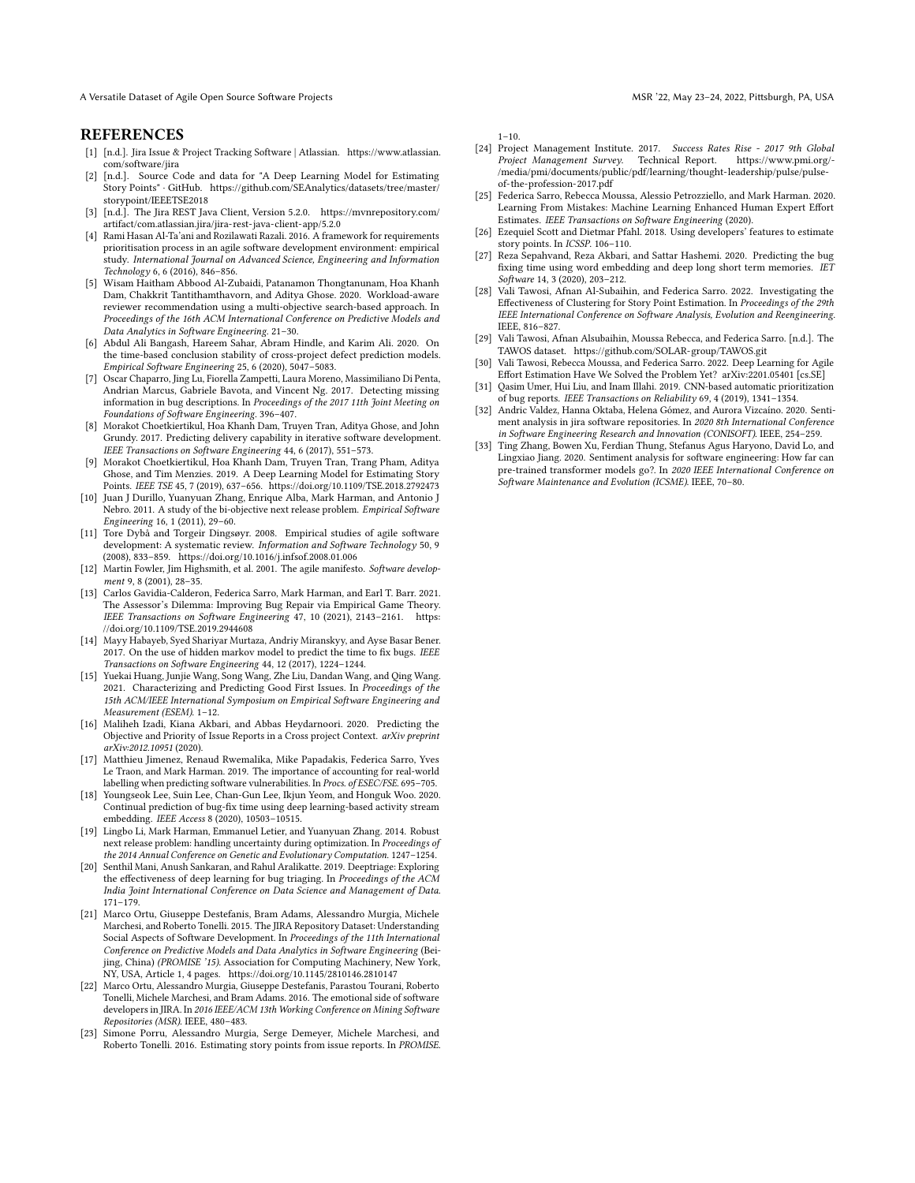## REFERENCES

[1] [n.d.]. Jira Issue & Project Tracking Software | Atlassian. https://www.atlassian.com/software/jira

[2] [n.d.]. Source Code and data for "A Deep Learning Model for Estimating Story Points" · GitHub. https://github.com/SEAnalytics/datasets/tree/master/storypoint/IEEETSE2018

[3] [n.d.]. The Jira REST Java Client, Version 5.2.0. https://mvnrepository.com/artifact/com.atlassian.jira/jira-rest-java-client-app/5.2.0

[4] Rami Hasan Al-Ta'ani and Rozilawati Razali. 2016. A framework for requirements prioritisation process in an agile software development environment: empirical study. *International Journal on Advanced Science, Engineering and Information Technology* 6, 6 (2016), 846–856.

[5] Wisam Haitham Abbood Al-Zubaidi, Patanamon Thongtanunam, Hoa Khanh Dam, Chakkrit Tantithamthavorn, and Aditya Ghose. 2020. Workload-aware reviewer recommendation using a multi-objective search-based approach. In *Proceedings of the 16th ACM International Conference on Predictive Models and Data Analytics in Software Engineering*. 21–30.

[6] Abdul Ali Bangash, Hareem Sahar, Abram Hindle, and Karim Ali. 2020. On the time-based conclusion stability of cross-project defect prediction models. *Empirical Software Engineering* 25, 6 (2020), 5047–5083.

[7] Oscar Chaparro, Jing Lu, Fiorella Zampetti, Laura Moreno, Massimiliano Di Penta, Andrian Marcus, Gabriele Bavota, and Vincent Ng. 2017. Detecting missing information in bug descriptions. In *Proceedings of the 2017 11th Joint Meeting on Foundations of Software Engineering*. 396–407.

[8] Morakot Choetkiertikul, Hoa Khanh Dam, Truyen Tran, Aditya Ghose, and John Grundy. 2017. Predicting delivery capability in iterative software development. *IEEE Transactions on Software Engineering* 44, 6 (2017), 551–573.

[9] Morakot Choetkiertikul, Hoa Khanh Dam, Truyen Tran, Trang Pham, Aditya Ghose, and Tim Menzies. 2019. A Deep Learning Model for Estimating Story Points. *IEEE TSE* 45, 7 (2019), 637–656. https://doi.org/10.1109/TSE.2018.2792473

[10] Juan J Durillo, Yuanyuan Zhang, Enrique Alba, Mark Harman, and Antonio J Nebro. 2011. A study of the bi-objective next release problem. *Empirical Software Engineering* 16, 1 (2011), 29–60.

[11] Tore Dybå and Torgeir Dingsøyr. 2008. Empirical studies of agile software development: A systematic review. *Information and Software Technology* 50, 9 (2008), 833–859. https://doi.org/10.1016/j.infsof.2008.01.006

[12] Martin Fowler, Jim Highsmith, et al. 2001. The agile manifesto. *Software development* 9, 8 (2001), 28–35.

[13] Carlos Gavidia-Calderon, Federica Sarro, Mark Harman, and Earl T. Barr. 2021. The Assessor's Dilemma: Improving Bug Repair via Empirical Game Theory. *IEEE Transactions on Software Engineering* 47, 10 (2021), 2143–2161. https://doi.org/10.1109/TSE.2019.2944608

[14] Mayy Habayeb, Syed Shariyar Murtaza, Andriy Miranskyy, and Ayse Basar Bener. 2017. On the use of hidden markov model to predict the time to fix bugs. *IEEE Transactions on Software Engineering* 44, 12 (2017), 1224–1244.

[15] Yuekai Huang, Junjie Wang, Song Wang, Zhe Liu, Dandan Wang, and Qing Wang. 2021. Characterizing and Predicting Good First Issues. In *Proceedings of the 15th ACM/IEEE International Symposium on Empirical Software Engineering and Measurement (ESEM)*. 1–12.

[16] Maliheh Izadi, Kiana Akbari, and Abbas Heydarnoori. 2020. Predicting the Objective and Priority of Issue Reports in a Cross project Context. *arXiv preprint arXiv:2012.10951* (2020).

[17] Matthieu Jimenez, Renaud Rwemalika, Mike Papadakis, Federica Sarro, Yves Le Traon, and Mark Harman. 2019. The importance of accounting for real-world labelling when predicting software vulnerabilities. In *Procs. of ESEC/FSE*. 695–705.

[18] Youngseok Lee, Suin Lee, Chan-Gun Lee, Ikjun Yeom, and Honguk Woo. 2020. Continual prediction of bug-fix time using deep learning-based activity stream embedding. *IEEE Access* 8 (2020), 10503–10515.

[19] Lingbo Li, Mark Harman, Emmanuel Letier, and Yuanyuan Zhang. 2014. Robust next release problem: handling uncertainty during optimization. In *Proceedings of the 2014 Annual Conference on Genetic and Evolutionary Computation*. 1247–1254.

[20] Senthil Mani, Anush Sankaran, and Rahul Aralikatte. 2019. Deeptriage: Exploring the effectiveness of deep learning for bug triaging. In *Proceedings of the ACM India Joint International Conference on Data Science and Management of Data*. 171–179.

[21] Marco Ortu, Giuseppe Destefanis, Bram Adams, Alessandro Murgia, Michele Marchesi, and Roberto Tonelli. 2015. The JIRA Repository Dataset: Understanding Social Aspects of Software Development. In *Proceedings of the 11th International Conference on Predictive Models and Data Analytics in Software Engineering* (Beijing, China) *(PROMISE '15)*. Association for Computing Machinery, New York, NY, USA, Article 1, 4 pages. https://doi.org/10.1145/2810146.2810147

[22] Marco Ortu, Alessandro Murgia, Giuseppe Destefanis, Parastou Tourani, Roberto Tonelli, Michele Marchesi, and Bram Adams. 2016. The emotional side of software developers in JIRA. In *2016 IEEE/ACM 13th Working Conference on Mining Software Repositories (MSR)*. IEEE, 480–483.

[23] Simone Porru, Alessandro Murgia, Serge Demeyer, Michele Marchesi, and Roberto Tonelli. 2016. Estimating story points from issue reports. In *PROMISE*. 1–10.

[24] Project Management Institute. 2017. *Success Rates Rise - 2017 9th Global Project Management Survey*. Technical Report. https://www.pmi.org/-/media/pmi/documents/public/pdf/learning/thought-leadership/pulse/pulse-of-the-profession-2017.pdf

[25] Federica Sarro, Rebecca Moussa, Alessio Petrozziello, and Mark Harman. 2020. Learning From Mistakes: Machine Learning Enhanced Human Expert Effort Estimates. *IEEE Transactions on Software Engineering* (2020).

[26] Ezequiel Scott and Dietmar Pfahl. 2018. Using developers' features to estimate story points. In *ICSSP*. 106–110.

[27] Reza Sepahvand, Reza Akbari, and Sattar Hashemi. 2020. Predicting the bug fixing time using word embedding and deep long short term memories. *IET Software* 14, 3 (2020), 203–212.

[28] Vali Tawosi, Afnan Al-Subaihin, and Federica Sarro. 2022. Investigating the Effectiveness of Clustering for Story Point Estimation. In *Proceedings of the 29th IEEE International Conference on Software Analysis, Evolution and Reengineering*. IEEE, 816–827.

[29] Vali Tawosi, Afnan Alsubaihin, Moussa Rebecca, and Federica Sarro. [n.d.]. The TAWOS dataset. https://github.com/SOLAR-group/TAWOS.git

[30] Vali Tawosi, Rebecca Moussa, and Federica Sarro. 2022. Deep Learning for Agile Effort Estimation Have We Solved the Problem Yet? arXiv:2201.05401 [cs.SE]

[31] Qasim Umer, Hui Liu, and Inam Illahi. 2019. CNN-based automatic prioritization of bug reports. *IEEE Transactions on Reliability* 69, 4 (2019), 1341–1354.

[32] Andric Valdez, Hanna Oktaba, Helena Gómez, and Aurora Vizcaíno. 2020. Sentiment analysis in jira software repositories. In *2020 8th International Conference in Software Engineering Research and Innovation (CONISOFT)*. IEEE, 254–259.

[33] Ting Zhang, Bowen Xu, Ferdian Thung, Stefanus Agus Haryono, David Lo, and Lingxiao Jiang. 2020. Sentiment analysis for software engineering: How far can pre-trained transformer models go?. In *2020 IEEE International Conference on Software Maintenance and Evolution (ICSME)*. IEEE, 70–80.